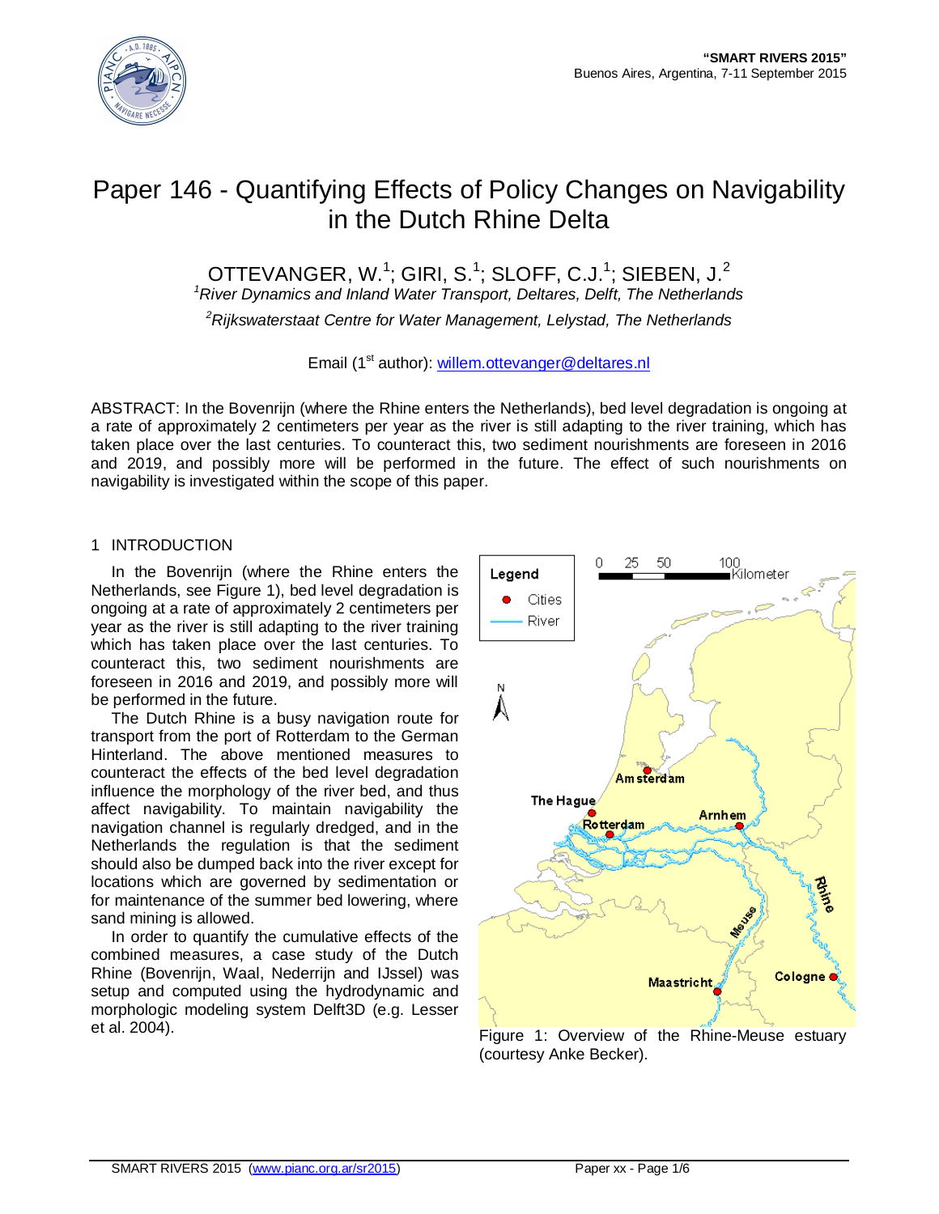# Paper 146 - Quantifying Effects of Policy Changes on Navigability in the Dutch Rhine Delta

OTTEVANGER, W.[1]; GIRI, S.[1]; SLOFF, C.J.[1]; SIEBEN, J.[2]

[1]*River Dynamics and Inland Water Transport, Deltares, Delft, The Netherlands*

[2]*Rijkswaterstaat Centre for Water Management, Lelystad, The Netherlands*

Email (1st author): willem.ottevanger@deltares.nl

ABSTRACT: In the Bovenrijn (where the Rhine enters the Netherlands), bed level degradation is ongoing at a rate of approximately 2 centimeters per year as the river is still adapting to the river training, which has taken place over the last centuries. To counteract this, two sediment nourishments are foreseen in 2016 and 2019, and possibly more will be performed in the future. The effect of such nourishments on navigability is investigated within the scope of this paper.

## 1 INTRODUCTION

In the Bovenrijn (where the Rhine enters the Netherlands, see Figure 1), bed level degradation is ongoing at a rate of approximately 2 centimeters per year as the river is still adapting to the river training which has taken place over the last centuries. To counteract this, two sediment nourishments are foreseen in 2016 and 2019, and possibly more will be performed in the future.

The Dutch Rhine is a busy navigation route for transport from the port of Rotterdam to the German Hinterland. The above mentioned measures to counteract the effects of the bed level degradation influence the morphology of the river bed, and thus affect navigability. To maintain navigability the navigation channel is regularly dredged, and in the Netherlands the regulation is that the sediment should also be dumped back into the river except for locations which are governed by sedimentation or for maintenance of the summer bed lowering, where sand mining is allowed.

In order to quantify the cumulative effects of the combined measures, a case study of the Dutch Rhine (Bovenrijn, Waal, Nederrijn and IJssel) was setup and computed using the hydrodynamic and morphologic modeling system Delft3D (e.g. Lesser et al. 2004).

Figure 1: Overview of the Rhine-Meuse estuary (courtesy Anke Becker).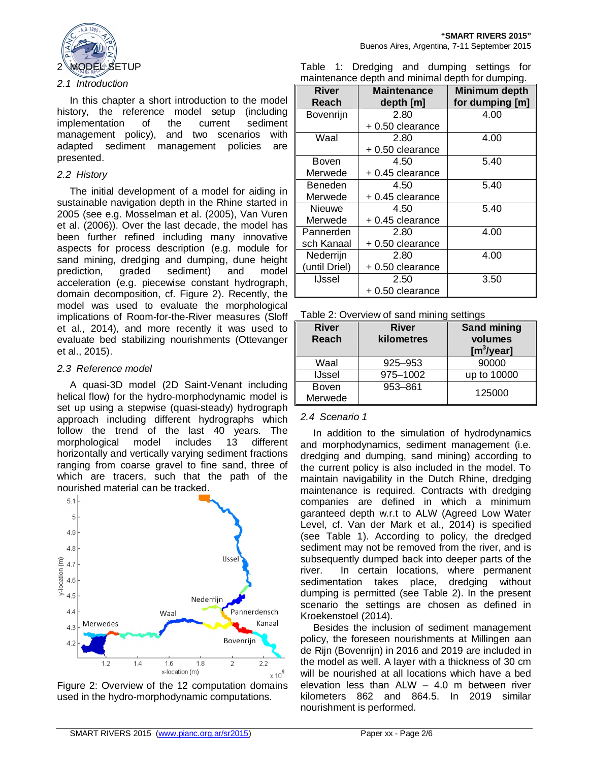## 2 MODEL SETUP

### 2.1 Introduction

In this chapter a short introduction to the model history, the reference model setup (including implementation of the current sediment management policy), and two scenarios with adapted sediment management policies are presented.

### 2.2 History

The initial development of a model for aiding in sustainable navigation depth in the Rhine started in 2005 (see e.g. Mosselman et al. (2005), Van Vuren et al. (2006)). Over the last decade, the model has been further refined including many innovative aspects for process description (e.g. module for sand mining, dredging and dumping, dune height prediction, graded sediment) and model acceleration (e.g. piecewise constant hydrograph, domain decomposition, cf. Figure 2). Recently, the model was used to evaluate the morphological implications of Room-for-the-River measures (Sloff et al., 2014), and more recently it was used to evaluate bed stabilizing nourishments (Ottevanger et al., 2015).

### 2.3 Reference model

A quasi-3D model (2D Saint-Venant including helical flow) for the hydro-morphodynamic model is set up using a stepwise (quasi-steady) hydrograph approach including different hydrographs which follow the trend of the last 40 years. The morphological model includes 13 different horizontally and vertically varying sediment fractions ranging from coarse gravel to fine sand, three of which are tracers, such that the path of the nourished material can be tracked.

Figure 2: Overview of the 12 computation domains used in the hydro-morphodynamic computations.

Table 1: Dredging and dumping settings for maintenance depth and minimal depth for dumping.

| River Reach | Maintenance depth [m] | Minimum depth for dumping [m] |
|---|---|---|
| Bovenrijn | 2.80 + 0.50 clearance | 4.00 |
| Waal | 2.80 + 0.50 clearance | 4.00 |
| Boven Merwede | 4.50 + 0.45 clearance | 5.40 |
| Beneden Merwede | 4.50 + 0.45 clearance | 5.40 |
| Nieuwe Merwede | 4.50 + 0.45 clearance | 5.40 |
| Pannerden sch Kanaal | 2.80 + 0.50 clearance | 4.00 |
| Nederrijn (until Driel) | 2.80 + 0.50 clearance | 4.00 |
| IJssel | 2.50 + 0.50 clearance | 3.50 |

Table 2: Overview of sand mining settings

| River Reach | River kilometres | Sand mining volumes [$m^3$/year] |
|---|---|---|
| Waal | 925–953 | 90000 |
| IJssel | 975–1002 | up to 10000 |
| Boven Merwede | 953–861 | 125000 |

### 2.4 Scenario 1

In addition to the simulation of hydrodynamics and morphodynamics, sediment management (i.e. dredging and dumping, sand mining) according to the current policy is also included in the model. To maintain navigability in the Dutch Rhine, dredging maintenance is required. Contracts with dredging companies are defined in which a minimum garanteed depth w.r.t to ALW (Agreed Low Water Level, cf. Van der Mark et al., 2014) is specified (see Table 1). According to policy, the dredged sediment may not be removed from the river, and is subsequently dumped back into deeper parts of the river. In certain locations, where permanent sedimentation takes place, dredging without dumping is permitted (see Table 2). In the present scenario the settings are chosen as defined in Kroekenstoel (2014).

Besides the inclusion of sediment management policy, the foreseen nourishments at Millingen aan de Rijn (Bovenrijn) in 2016 and 2019 are included in the model as well. A layer with a thickness of 30 cm will be nourished at all locations which have a bed elevation less than ALW – 4.0 m between river kilometers 862 and 864.5. In 2019 similar nourishment is performed.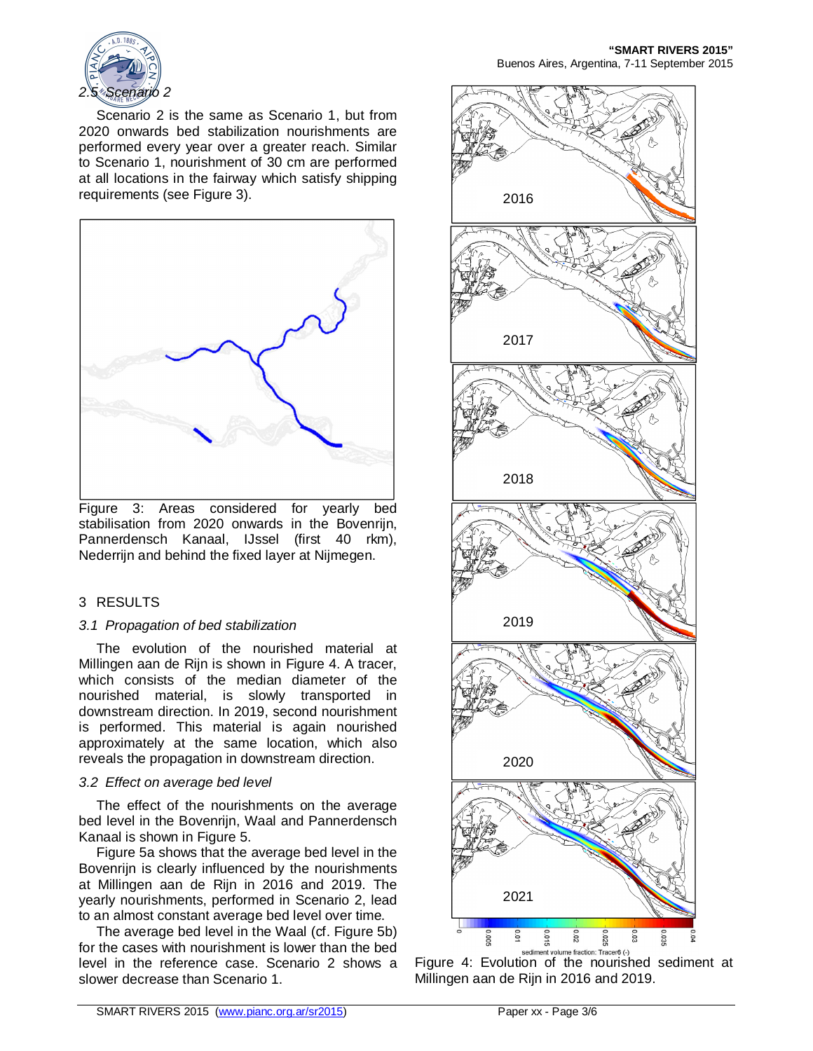### 2.5 Scenario 2

Scenario 2 is the same as Scenario 1, but from 2020 onwards bed stabilization nourishments are performed every year over a greater reach. Similar to Scenario 1, nourishment of 30 cm are performed at all locations in the fairway which satisfy shipping requirements (see Figure 3).

Figure 3: Areas considered for yearly bed stabilisation from 2020 onwards in the Bovenrijn, Pannerdensch Kanaal, IJssel (first 40 rkm), Nederrijn and behind the fixed layer at Nijmegen.

## 3 RESULTS

### 3.1 Propagation of bed stabilization

The evolution of the nourished material at Millingen aan de Rijn is shown in Figure 4. A tracer, which consists of the median diameter of the nourished material, is slowly transported in downstream direction. In 2019, second nourishment is performed. This material is again nourished approximately at the same location, which also reveals the propagation in downstream direction.

### 3.2 Effect on average bed level

The effect of the nourishments on the average bed level in the Bovenrijn, Waal and Pannerdensch Kanaal is shown in Figure 5.

Figure 5a shows that the average bed level in the Bovenrijn is clearly influenced by the nourishments at Millingen aan de Rijn in 2016 and 2019. The yearly nourishments, performed in Scenario 2, lead to an almost constant average bed level over time.

The average bed level in the Waal (cf. Figure 5b) for the cases with nourishment is lower than the bed level in the reference case. Scenario 2 shows a slower decrease than Scenario 1.

Figure 4: Evolution of the nourished sediment at Millingen aan de Rijn in 2016 and 2019.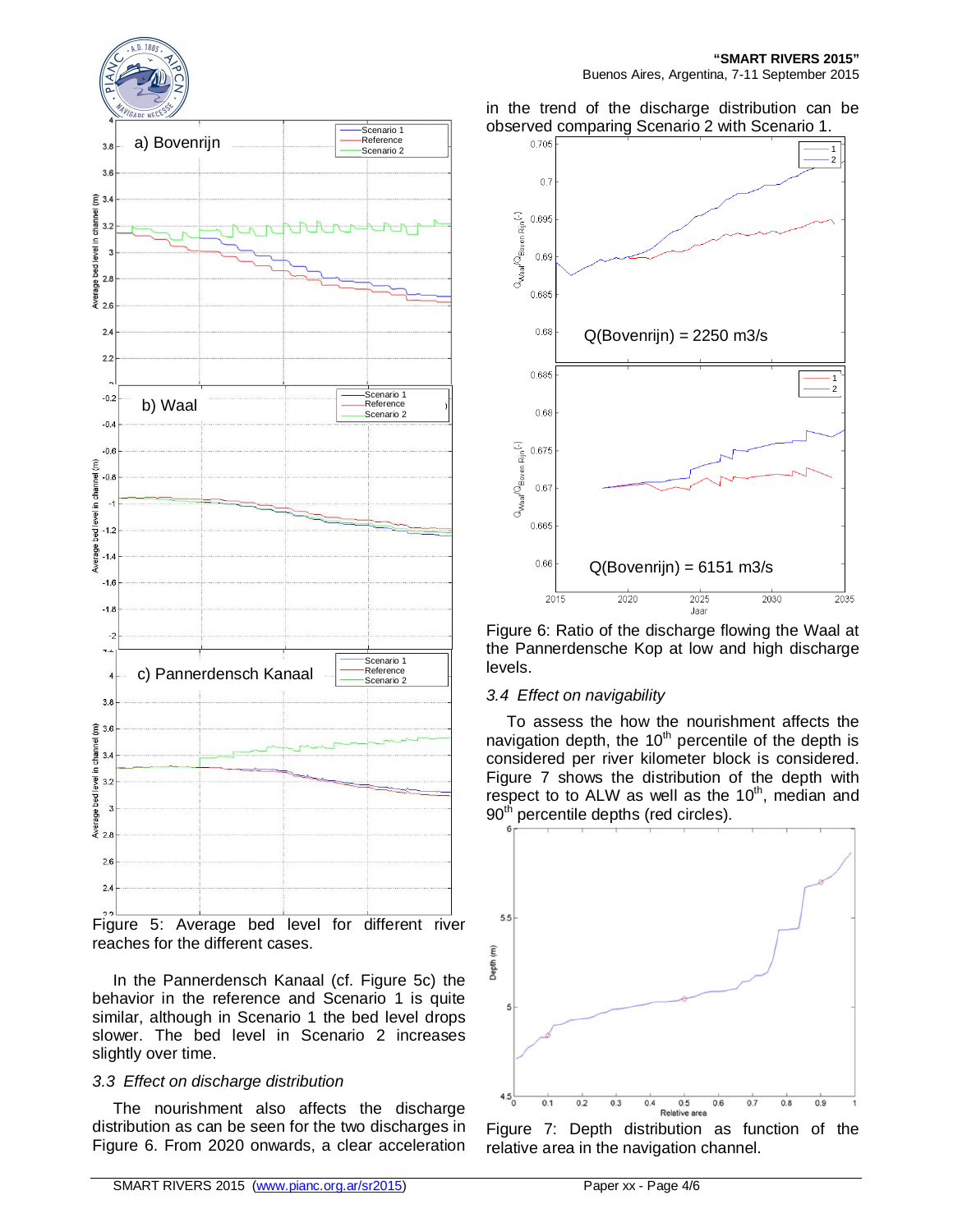Figure 5: Average bed level for different river reaches for the different cases.

In the Pannerdensch Kanaal (cf. Figure 5c) the behavior in the reference and Scenario 1 is quite similar, although in Scenario 1 the bed level drops slower. The bed level in Scenario 2 increases slightly over time.

### 3.3 Effect on discharge distribution

The nourishment also affects the discharge distribution as can be seen for the two discharges in Figure 6. From 2020 onwards, a clear acceleration in the trend of the discharge distribution can be observed comparing Scenario 2 with Scenario 1.

Figure 6: Ratio of the discharge flowing the Waal at the Pannerdensche Kop at low and high discharge levels.

### 3.4 Effect on navigability

To assess the how the nourishment affects the navigation depth, the 10[th] percentile of the depth is considered per river kilometer block is considered. Figure 7 shows the distribution of the depth with respect to to ALW as well as the 10[th], median and 90[th] percentile depths (red circles).

Figure 7: Depth distribution as function of the relative area in the navigation channel.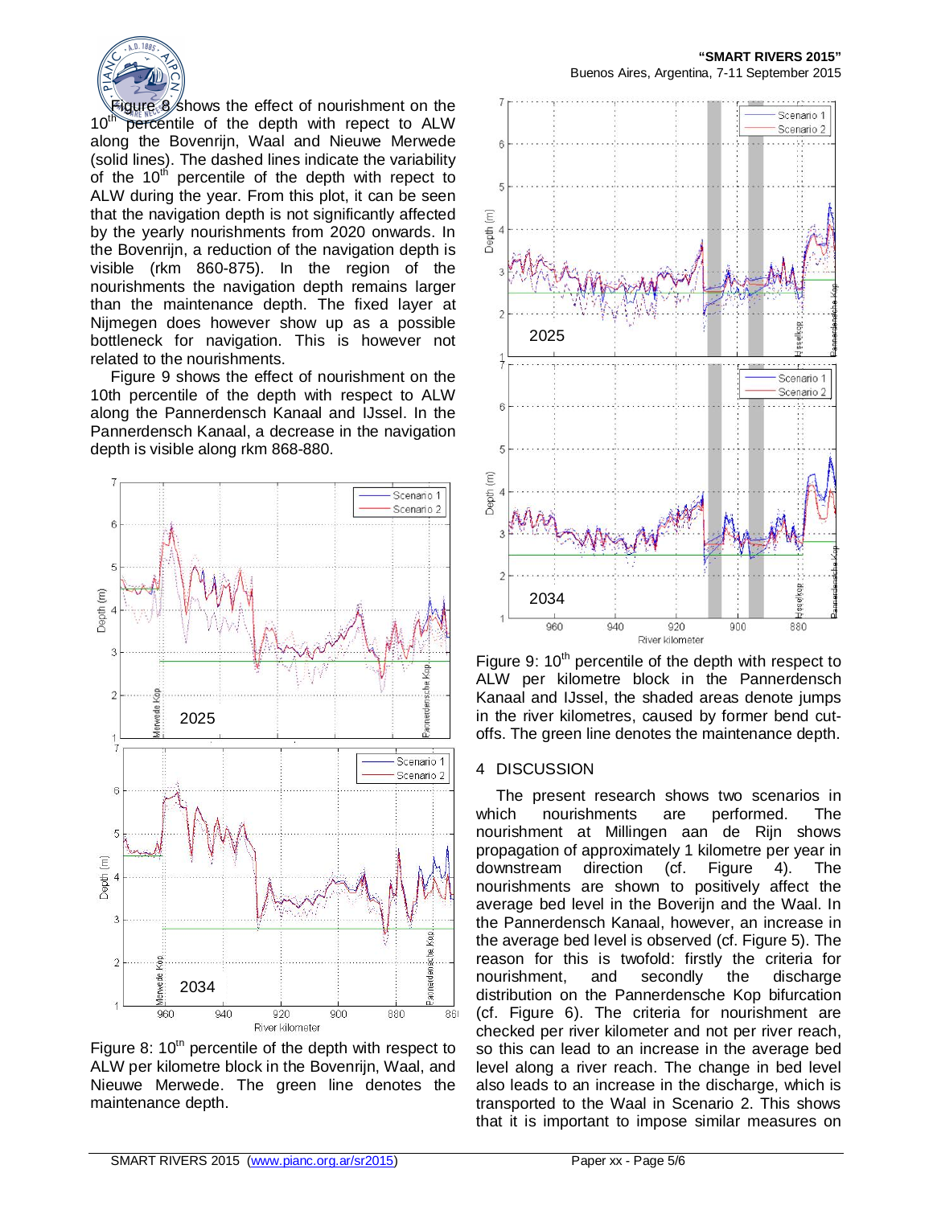Figure 8 shows the effect of nourishment on the 10[th] percentile of the depth with repect to ALW along the Bovenrijn, Waal and Nieuwe Merwede (solid lines). The dashed lines indicate the variability of the 10[th] percentile of the depth with repect to ALW during the year. From this plot, it can be seen that the navigation depth is not significantly affected by the yearly nourishments from 2020 onwards. In the Bovenrijn, a reduction of the navigation depth is visible (rkm 860-875). In the region of the nourishments the navigation depth remains larger than the maintenance depth. The fixed layer at Nijmegen does however show up as a possible bottleneck for navigation. This is however not related to the nourishments.

Figure 9 shows the effect of nourishment on the 10th percentile of the depth with respect to ALW along the Pannerdensch Kanaal and IJssel. In the Pannerdensch Kanaal, a decrease in the navigation depth is visible along rkm 868-880.

Figure 8: 10[th] percentile of the depth with respect to ALW per kilometre block in the Bovenrijn, Waal, and Nieuwe Merwede. The green line denotes the maintenance depth.

Figure 9: 10[th] percentile of the depth with respect to ALW per kilometre block in the Pannerdensch Kanaal and IJssel, the shaded areas denote jumps in the river kilometres, caused by former bend cut-offs. The green line denotes the maintenance depth.

## 4 DISCUSSION

The present research shows two scenarios in which nourishments are performed. The nourishment at Millingen aan de Rijn shows propagation of approximately 1 kilometre per year in downstream direction (cf. Figure 4). The nourishments are shown to positively affect the average bed level in the Boverijn and the Waal. In the Pannerdensch Kanaal, however, an increase in the average bed level is observed (cf. Figure 5). The reason for this is twofold: firstly the criteria for nourishment, and secondly the discharge distribution on the Pannerdensche Kop bifurcation (cf. Figure 6). The criteria for nourishment are checked per river kilometer and not per river reach, so this can lead to an increase in the average bed level along a river reach. The change in bed level also leads to an increase in the discharge, which is transported to the Waal in Scenario 2. This shows that it is important to impose similar measures on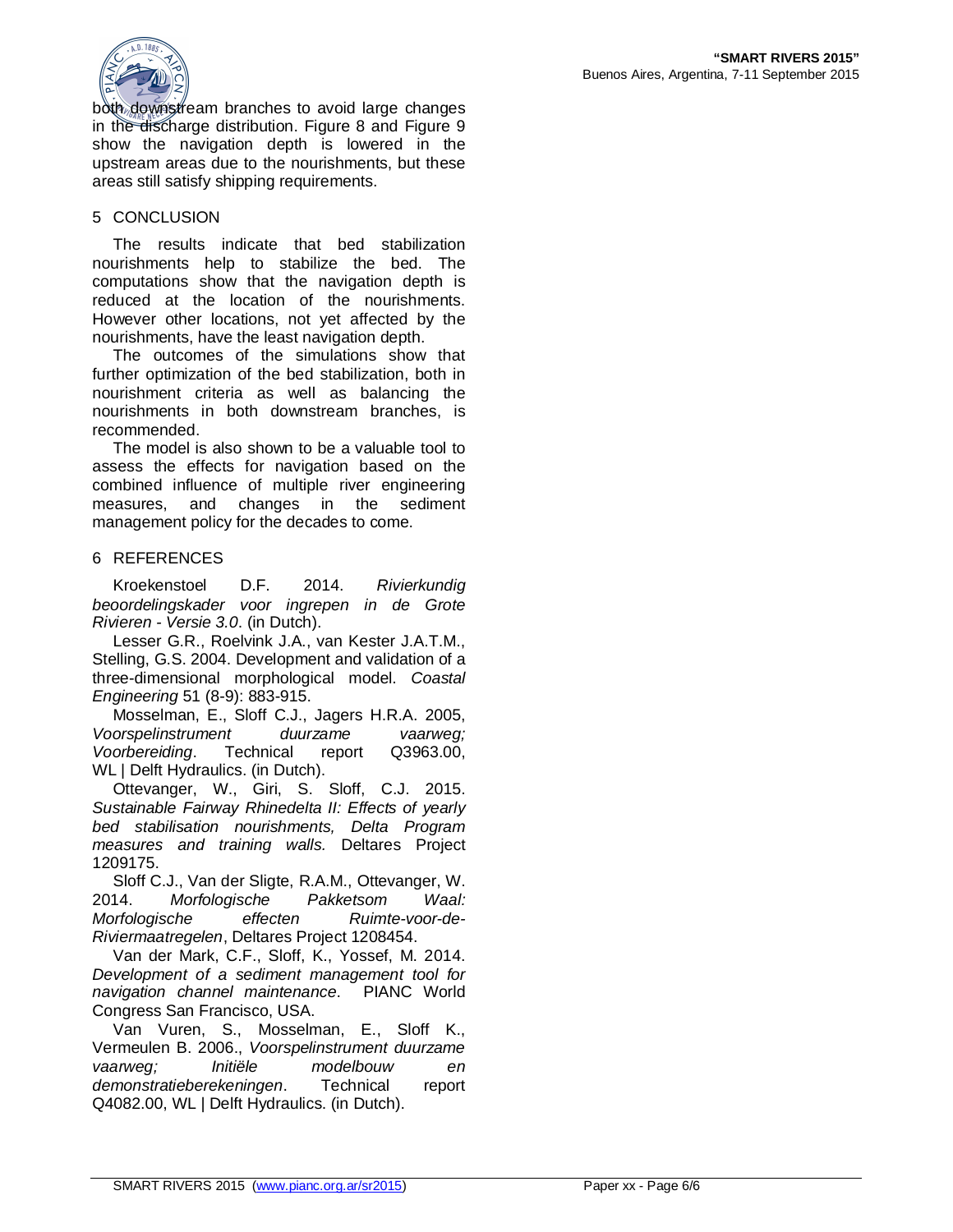both downstream branches to avoid large changes in the discharge distribution. Figure 8 and Figure 9 show the navigation depth is lowered in the upstream areas due to the nourishments, but these areas still satisfy shipping requirements.

## 5 CONCLUSION

The results indicate that bed stabilization nourishments help to stabilize the bed. The computations show that the navigation depth is reduced at the location of the nourishments. However other locations, not yet affected by the nourishments, have the least navigation depth.

The outcomes of the simulations show that further optimization of the bed stabilization, both in nourishment criteria as well as balancing the nourishments in both downstream branches, is recommended.

The model is also shown to be a valuable tool to assess the effects for navigation based on the combined influence of multiple river engineering measures, and changes in the sediment management policy for the decades to come.

## 6 REFERENCES

Kroekenstoel D.F. 2014. *Rivierkundig beoordelingskader voor ingrepen in de Grote Rivieren - Versie 3.0*. (in Dutch).

Lesser G.R., Roelvink J.A., van Kester J.A.T.M., Stelling, G.S. 2004. Development and validation of a three-dimensional morphological model. *Coastal Engineering* 51 (8-9): 883-915.

Mosselman, E., Sloff C.J., Jagers H.R.A. 2005, *Voorspelinstrument duurzame vaarweg; Voorbereiding*. Technical report Q3963.00, WL | Delft Hydraulics. (in Dutch).

Ottevanger, W., Giri, S. Sloff, C.J. 2015. *Sustainable Fairway Rhinedelta II: Effects of yearly bed stabilisation nourishments, Delta Program measures and training walls.* Deltares Project 1209175.

Sloff C.J., Van der Sligte, R.A.M., Ottevanger, W. 2014. *Morfologische Pakketsom Waal: Morfologische effecten Ruimte-voor-de-Riviermaatregelen*, Deltares Project 1208454.

Van der Mark, C.F., Sloff, K., Yossef, M. 2014. *Development of a sediment management tool for navigation channel maintenance*. PIANC World Congress San Francisco, USA.

Van Vuren, S., Mosselman, E., Sloff K., Vermeulen B. 2006., *Voorspelinstrument duurzame vaarweg; Initiële modelbouw en demonstratieberekeningen*. Technical report Q4082.00, WL | Delft Hydraulics. (in Dutch).